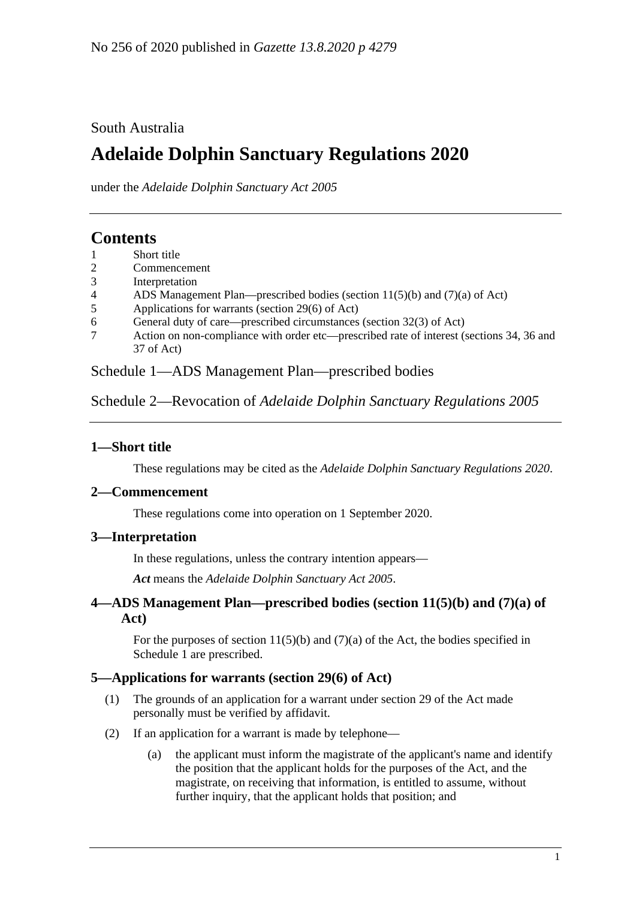No 256 of 2020 published in *Gazette 13.8.2020 p 4279*

South Australia

# Adelaide Dolphin Sanctuary Regulations 2020

under the *Adelaide Dolphin Sanctuary Act 2005*

## Contents

1 Short title
2 Commencement
3 Interpretation
4 ADS Management Plan—prescribed bodies (section 11(5)(b) and (7)(a) of Act)
5 Applications for warrants (section 29(6) of Act)
6 General duty of care—prescribed circumstances (section 32(3) of Act)
7 Action on non-compliance with order etc—prescribed rate of interest (sections 34, 36 and 37 of Act)

Schedule 1—ADS Management Plan—prescribed bodies

Schedule 2—Revocation of *Adelaide Dolphin Sanctuary Regulations 2005*

### 1—Short title

These regulations may be cited as the *Adelaide Dolphin Sanctuary Regulations 2020*.

### 2—Commencement

These regulations come into operation on 1 September 2020.

### 3—Interpretation

In these regulations, unless the contrary intention appears—

***Act*** means the *Adelaide Dolphin Sanctuary Act 2005*.

### 4—ADS Management Plan—prescribed bodies (section 11(5)(b) and (7)(a) of Act)

For the purposes of section 11(5)(b) and (7)(a) of the Act, the bodies specified in Schedule 1 are prescribed.

### 5—Applications for warrants (section 29(6) of Act)

(1) The grounds of an application for a warrant under section 29 of the Act made personally must be verified by affidavit.

(2) If an application for a warrant is made by telephone—

(a) the applicant must inform the magistrate of the applicant's name and identify the position that the applicant holds for the purposes of the Act, and the magistrate, on receiving that information, is entitled to assume, without further inquiry, that the applicant holds that position; and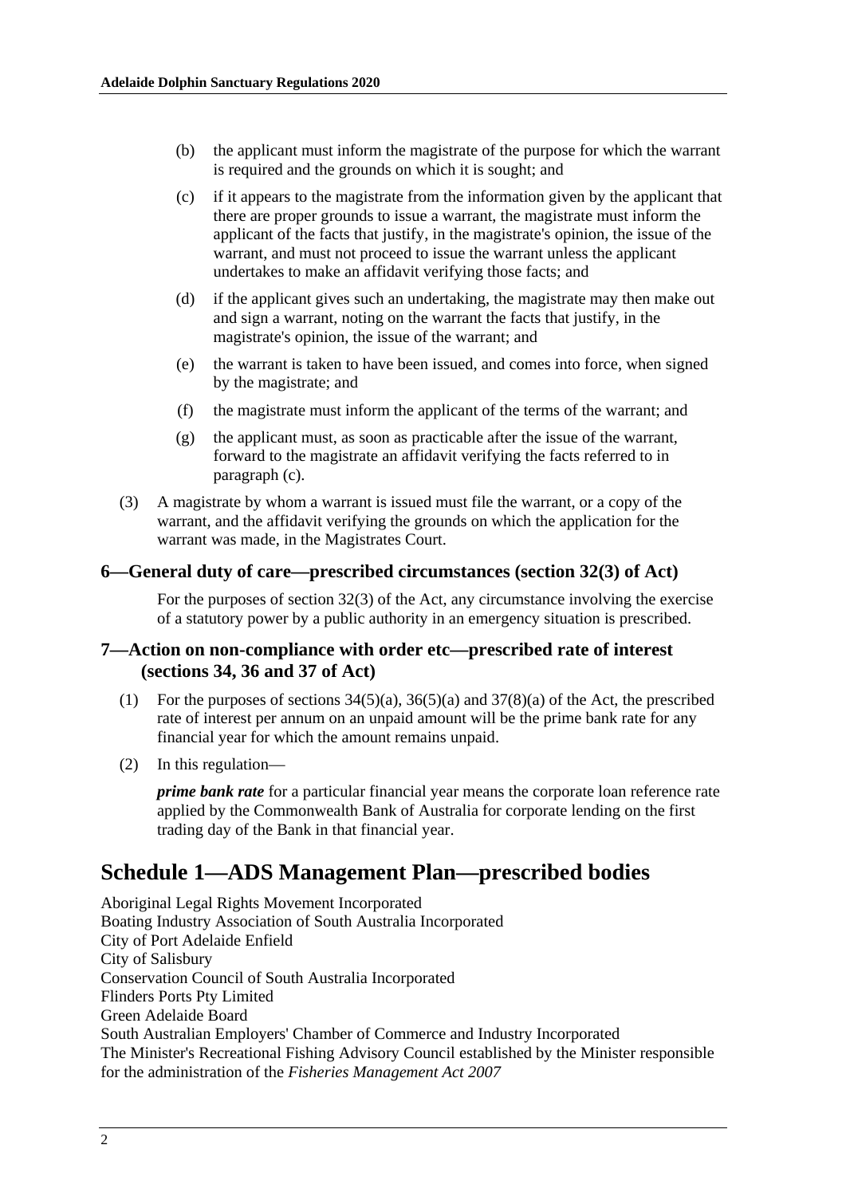(b) the applicant must inform the magistrate of the purpose for which the warrant is required and the grounds on which it is sought; and

(c) if it appears to the magistrate from the information given by the applicant that there are proper grounds to issue a warrant, the magistrate must inform the applicant of the facts that justify, in the magistrate's opinion, the issue of the warrant, and must not proceed to issue the warrant unless the applicant undertakes to make an affidavit verifying those facts; and

(d) if the applicant gives such an undertaking, the magistrate may then make out and sign a warrant, noting on the warrant the facts that justify, in the magistrate's opinion, the issue of the warrant; and

(e) the warrant is taken to have been issued, and comes into force, when signed by the magistrate; and

(f) the magistrate must inform the applicant of the terms of the warrant; and

(g) the applicant must, as soon as practicable after the issue of the warrant, forward to the magistrate an affidavit verifying the facts referred to in paragraph (c).

(3) A magistrate by whom a warrant is issued must file the warrant, or a copy of the warrant, and the affidavit verifying the grounds on which the application for the warrant was made, in the Magistrates Court.

### 6—General duty of care—prescribed circumstances (section 32(3) of Act)

For the purposes of section 32(3) of the Act, any circumstance involving the exercise of a statutory power by a public authority in an emergency situation is prescribed.

### 7—Action on non-compliance with order etc—prescribed rate of interest (sections 34, 36 and 37 of Act)

(1) For the purposes of sections 34(5)(a), 36(5)(a) and 37(8)(a) of the Act, the prescribed rate of interest per annum on an unpaid amount will be the prime bank rate for any financial year for which the amount remains unpaid.

(2) In this regulation—

***prime bank rate*** for a particular financial year means the corporate loan reference rate applied by the Commonwealth Bank of Australia for corporate lending on the first trading day of the Bank in that financial year.

## Schedule 1—ADS Management Plan—prescribed bodies

Aboriginal Legal Rights Movement Incorporated
Boating Industry Association of South Australia Incorporated
City of Port Adelaide Enfield
City of Salisbury
Conservation Council of South Australia Incorporated
Flinders Ports Pty Limited
Green Adelaide Board
South Australian Employers' Chamber of Commerce and Industry Incorporated
The Minister's Recreational Fishing Advisory Council established by the Minister responsible for the administration of the *Fisheries Management Act 2007*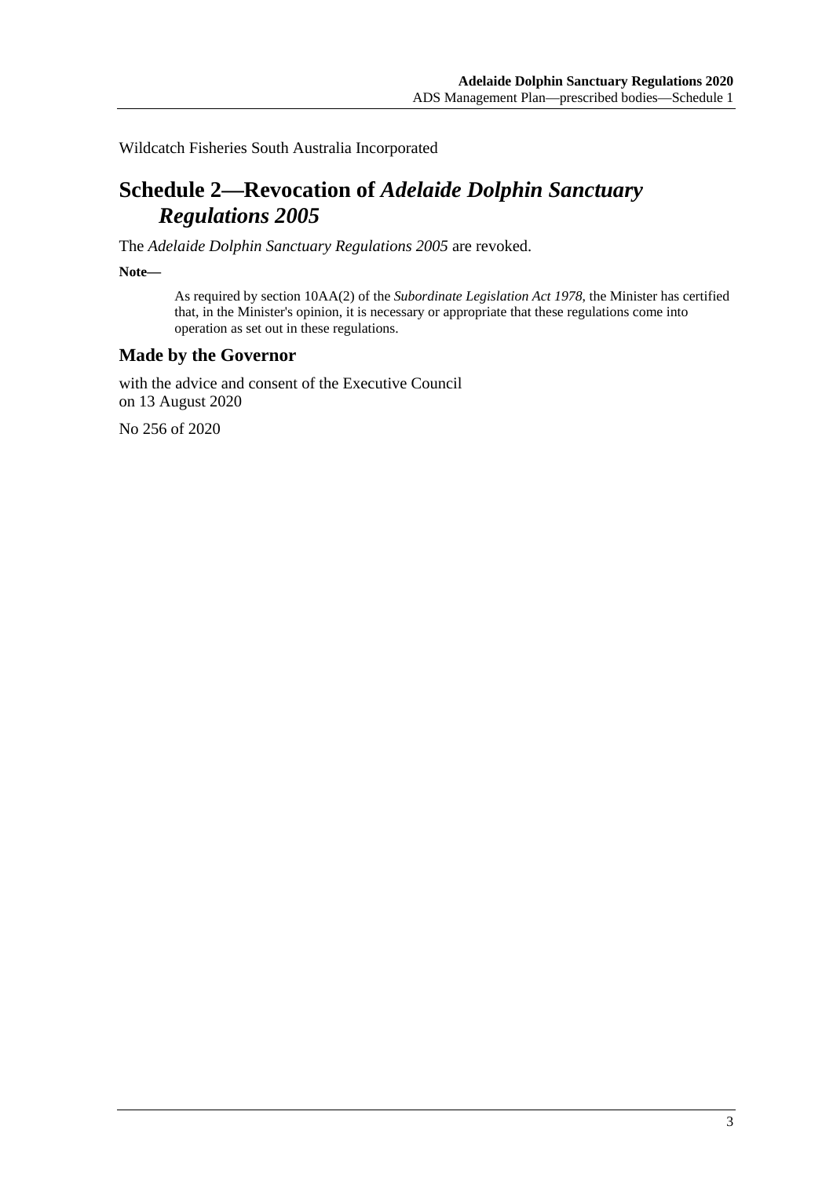Wildcatch Fisheries South Australia Incorporated

## Schedule 2—Revocation of *Adelaide Dolphin Sanctuary Regulations 2005*

The *Adelaide Dolphin Sanctuary Regulations 2005* are revoked.

**Note—**

> As required by section 10AA(2) of the *Subordinate Legislation Act 1978*, the Minister has certified that, in the Minister's opinion, it is necessary or appropriate that these regulations come into operation as set out in these regulations.

### Made by the Governor

with the advice and consent of the Executive Council
on 13 August 2020

No 256 of 2020